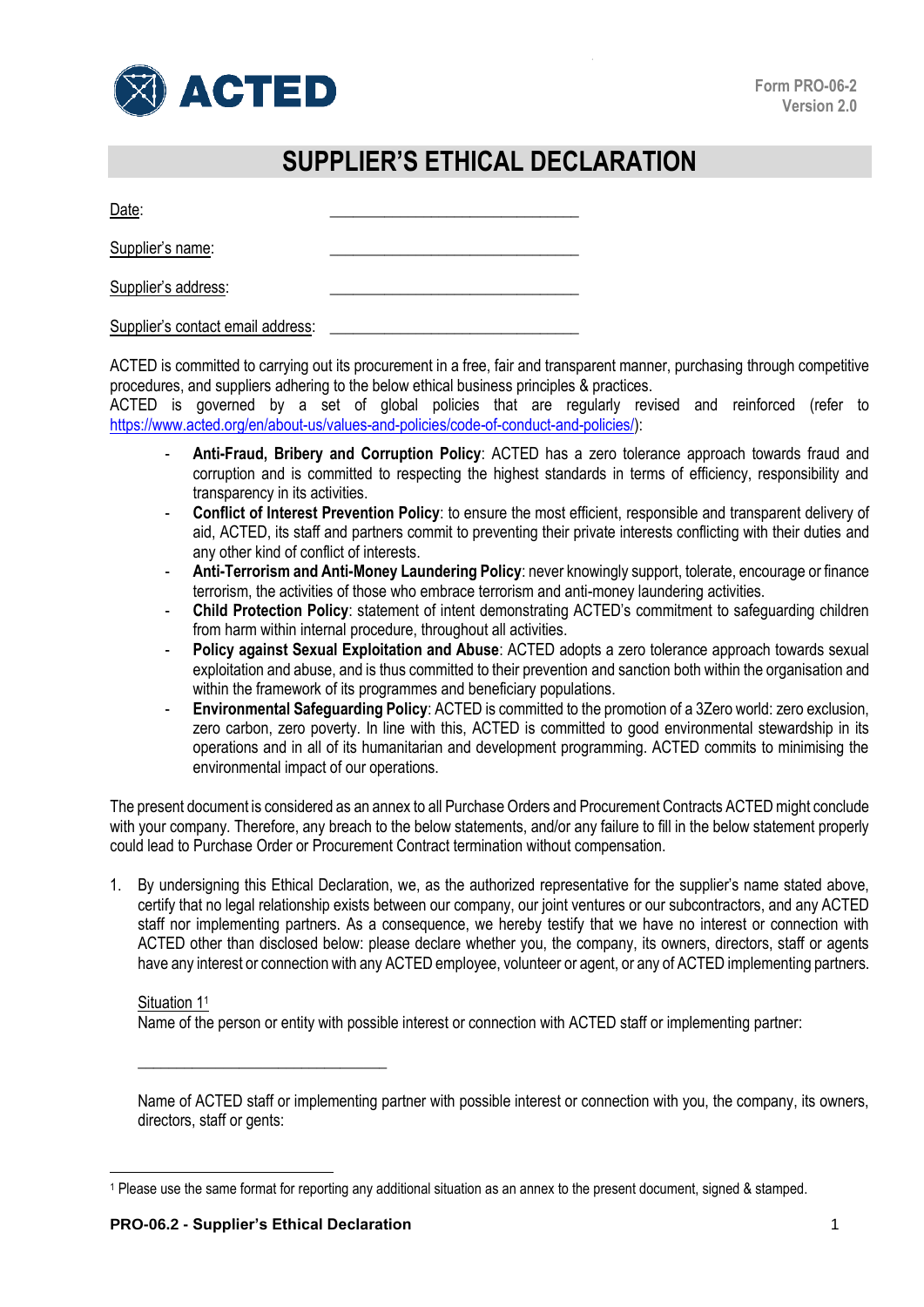Form PRO-06-2
Version 2.0

# SUPPLIER'S ETHICAL DECLARATION

Date: ______________________________

Supplier's name: ______________________________

Supplier's address: ______________________________

Supplier's contact email address: ______________________________

ACTED is committed to carrying out its procurement in a free, fair and transparent manner, purchasing through competitive procedures, and suppliers adhering to the below ethical business principles & practices.
ACTED is governed by a set of global policies that are regularly revised and reinforced (refer to https://www.acted.org/en/about-us/values-and-policies/code-of-conduct-and-policies/):

- **Anti-Fraud, Bribery and Corruption Policy**: ACTED has a zero tolerance approach towards fraud and corruption and is committed to respecting the highest standards in terms of efficiency, responsibility and transparency in its activities.
- **Conflict of Interest Prevention Policy**: to ensure the most efficient, responsible and transparent delivery of aid, ACTED, its staff and partners commit to preventing their private interests conflicting with their duties and any other kind of conflict of interests.
- **Anti-Terrorism and Anti-Money Laundering Policy**: never knowingly support, tolerate, encourage or finance terrorism, the activities of those who embrace terrorism and anti-money laundering activities.
- **Child Protection Policy**: statement of intent demonstrating ACTED's commitment to safeguarding children from harm within internal procedure, throughout all activities.
- **Policy against Sexual Exploitation and Abuse**: ACTED adopts a zero tolerance approach towards sexual exploitation and abuse, and is thus committed to their prevention and sanction both within the organisation and within the framework of its programmes and beneficiary populations.
- **Environmental Safeguarding Policy**: ACTED is committed to the promotion of a 3Zero world: zero exclusion, zero carbon, zero poverty. In line with this, ACTED is committed to good environmental stewardship in its operations and in all of its humanitarian and development programming. ACTED commits to minimising the environmental impact of our operations.

The present document is considered as an annex to all Purchase Orders and Procurement Contracts ACTED might conclude with your company. Therefore, any breach to the below statements, and/or any failure to fill in the below statement properly could lead to Purchase Order or Procurement Contract termination without compensation.

1. By undersigning this Ethical Declaration, we, as the authorized representative for the supplier's name stated above, certify that no legal relationship exists between our company, our joint ventures or our subcontractors, and any ACTED staff nor implementing partners. As a consequence, we hereby testify that we have no interest or connection with ACTED other than disclosed below: please declare whether you, the company, its owners, directors, staff or agents have any interest or connection with any ACTED employee, volunteer or agent, or any of ACTED implementing partners.

   Situation 1[1]
   Name of the person or entity with possible interest or connection with ACTED staff or implementing partner:

   ______________________________

   Name of ACTED staff or implementing partner with possible interest or connection with you, the company, its owners, directors, staff or gents:

[1] Please use the same format for reporting any additional situation as an annex to the present document, signed & stamped.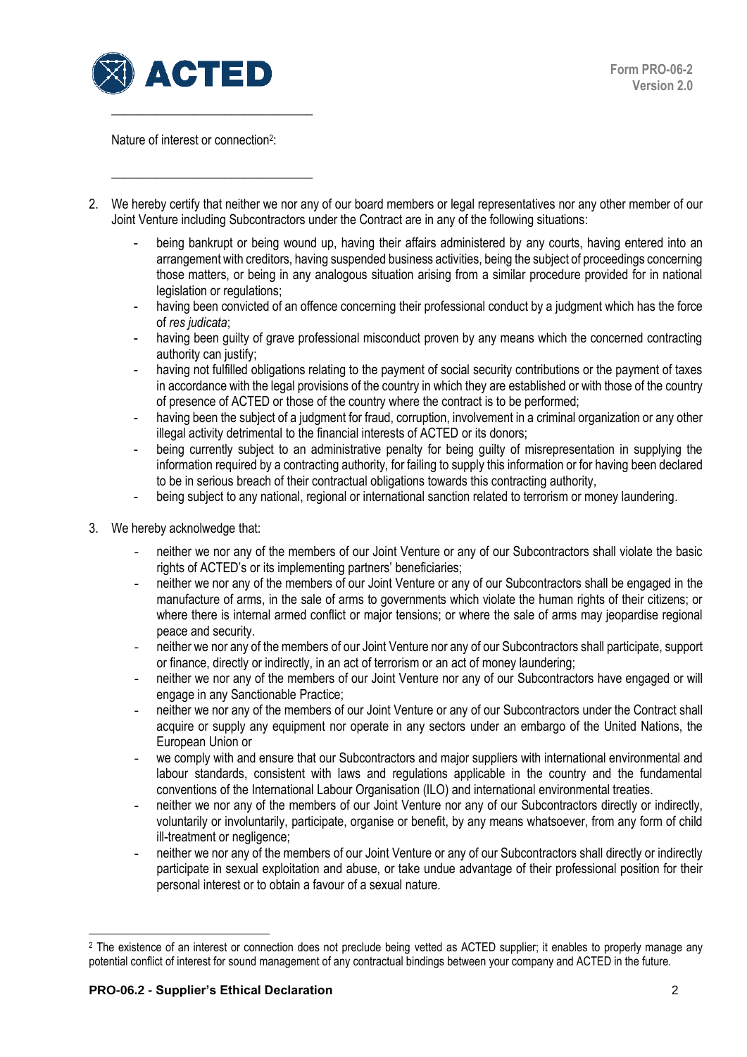______________________________

Nature of interest or connection[2]:

______________________________

2. We hereby certify that neither we nor any of our board members or legal representatives nor any other member of our Joint Venture including Subcontractors under the Contract are in any of the following situations:
   - being bankrupt or being wound up, having their affairs administered by any courts, having entered into an arrangement with creditors, having suspended business activities, being the subject of proceedings concerning those matters, or being in any analogous situation arising from a similar procedure provided for in national legislation or regulations;
   - having been convicted of an offence concerning their professional conduct by a judgment which has the force of *res judicata*;
   - having been guilty of grave professional misconduct proven by any means which the concerned contracting authority can justify;
   - having not fulfilled obligations relating to the payment of social security contributions or the payment of taxes in accordance with the legal provisions of the country in which they are established or with those of the country of presence of ACTED or those of the country where the contract is to be performed;
   - having been the subject of a judgment for fraud, corruption, involvement in a criminal organization or any other illegal activity detrimental to the financial interests of ACTED or its donors;
   - being currently subject to an administrative penalty for being guilty of misrepresentation in supplying the information required by a contracting authority, for failing to supply this information or for having been declared to be in serious breach of their contractual obligations towards this contracting authority,
   - being subject to any national, regional or international sanction related to terrorism or money laundering.

3. We hereby acknowledge that:
   - neither we nor any of the members of our Joint Venture or any of our Subcontractors shall violate the basic rights of ACTED's or its implementing partners' beneficiaries;
   - neither we nor any of the members of our Joint Venture or any of our Subcontractors shall be engaged in the manufacture of arms, in the sale of arms to governments which violate the human rights of their citizens; or where there is internal armed conflict or major tensions; or where the sale of arms may jeopardise regional peace and security.
   - neither we nor any of the members of our Joint Venture nor any of our Subcontractors shall participate, support or finance, directly or indirectly, in an act of terrorism or an act of money laundering;
   - neither we nor any of the members of our Joint Venture nor any of our Subcontractors have engaged or will engage in any Sanctionable Practice;
   - neither we nor any of the members of our Joint Venture or any of our Subcontractors under the Contract shall acquire or supply any equipment nor operate in any sectors under an embargo of the United Nations, the European Union or
   - we comply with and ensure that our Subcontractors and major suppliers with international environmental and labour standards, consistent with laws and regulations applicable in the country and the fundamental conventions of the International Labour Organisation (ILO) and international environmental treaties.
   - neither we nor any of the members of our Joint Venture nor any of our Subcontractors directly or indirectly, voluntarily or involuntarily, participate, organise or benefit, by any means whatsoever, from any form of child ill-treatment or negligence;
   - neither we nor any of the members of our Joint Venture or any of our Subcontractors shall directly or indirectly participate in sexual exploitation and abuse, or take undue advantage of their professional position for their personal interest or to obtain a favour of a sexual nature.

[2] The existence of an interest or connection does not preclude being vetted as ACTED supplier; it enables to properly manage any potential conflict of interest for sound management of any contractual bindings between your company and ACTED in the future.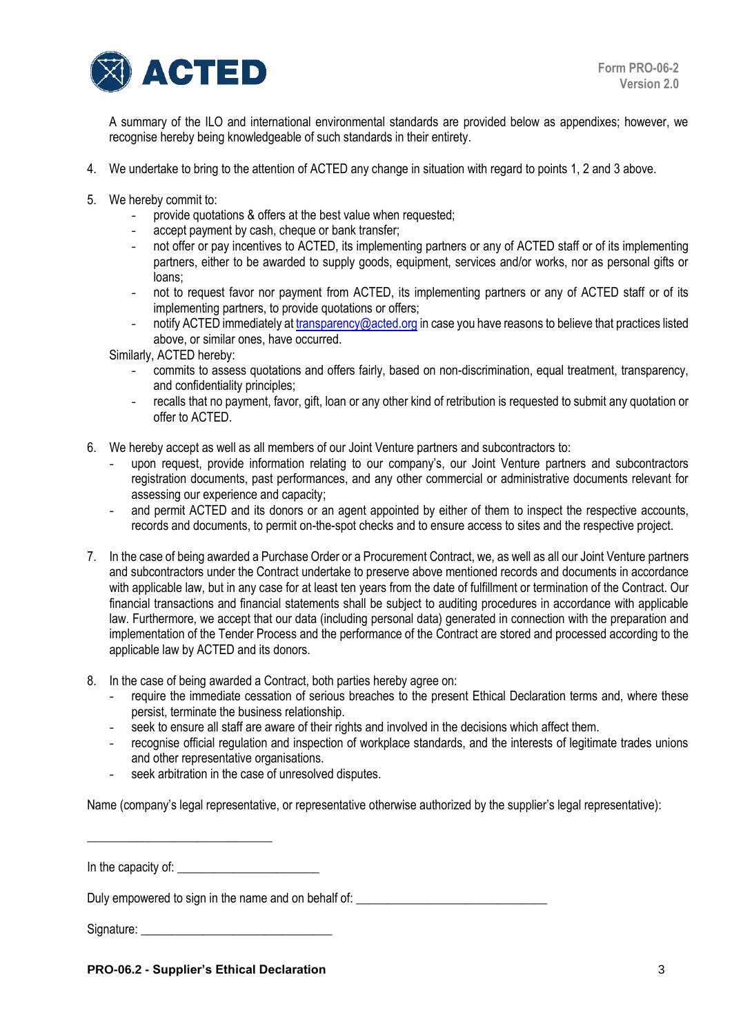A summary of the ILO and international environmental standards are provided below as appendixes; however, we recognise hereby being knowledgeable of such standards in their entirety.

4. We undertake to bring to the attention of ACTED any change in situation with regard to points 1, 2 and 3 above.

5. We hereby commit to:
   - provide quotations & offers at the best value when requested;
   - accept payment by cash, cheque or bank transfer;
   - not offer or pay incentives to ACTED, its implementing partners or any of ACTED staff or of its implementing partners, either to be awarded to supply goods, equipment, services and/or works, nor as personal gifts or loans;
   - not to request favor nor payment from ACTED, its implementing partners or any of ACTED staff or of its implementing partners, to provide quotations or offers;
   - notify ACTED immediately at transparency@acted.org in case you have reasons to believe that practices listed above, or similar ones, have occurred.

   Similarly, ACTED hereby:
   - commits to assess quotations and offers fairly, based on non-discrimination, equal treatment, transparency, and confidentiality principles;
   - recalls that no payment, favor, gift, loan or any other kind of retribution is requested to submit any quotation or offer to ACTED.

6. We hereby accept as well as all members of our Joint Venture partners and subcontractors to:
   - upon request, provide information relating to our company's, our Joint Venture partners and subcontractors registration documents, past performances, and any other commercial or administrative documents relevant for assessing our experience and capacity;
   - and permit ACTED and its donors or an agent appointed by either of them to inspect the respective accounts, records and documents, to permit on-the-spot checks and to ensure access to sites and the respective project.

7. In the case of being awarded a Purchase Order or a Procurement Contract, we, as well as all our Joint Venture partners and subcontractors under the Contract undertake to preserve above mentioned records and documents in accordance with applicable law, but in any case for at least ten years from the date of fulfillment or termination of the Contract. Our financial transactions and financial statements shall be subject to auditing procedures in accordance with applicable law. Furthermore, we accept that our data (including personal data) generated in connection with the preparation and implementation of the Tender Process and the performance of the Contract are stored and processed according to the applicable law by ACTED and its donors.

8. In the case of being awarded a Contract, both parties hereby agree on:
   - require the immediate cessation of serious breaches to the present Ethical Declaration terms and, where these persist, terminate the business relationship.
   - seek to ensure all staff are aware of their rights and involved in the decisions which affect them.
   - recognise official regulation and inspection of workplace standards, and the interests of legitimate trades unions and other representative organisations.
   - seek arbitration in the case of unresolved disputes.

Name (company's legal representative, or representative otherwise authorized by the supplier's legal representative):

______________________________

In the capacity of: _______________________

Duly empowered to sign in the name and on behalf of: _______________________________

Signature: _______________________________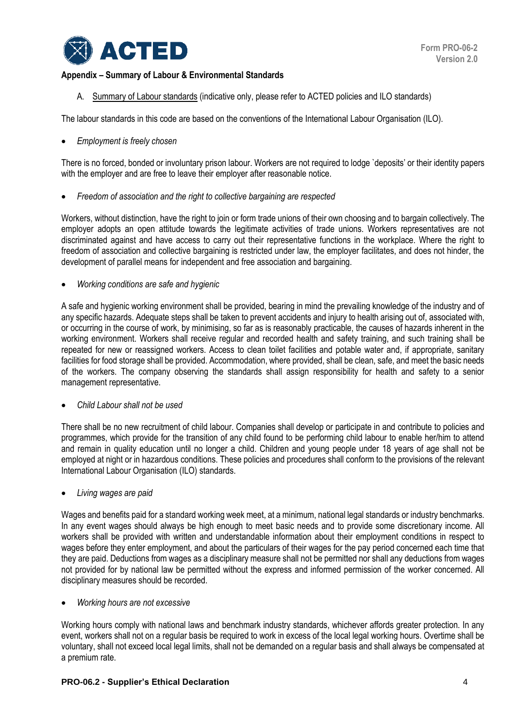## Appendix – Summary of Labour & Environmental Standards

A. Summary of Labour standards (indicative only, please refer to ACTED policies and ILO standards)

The labour standards in this code are based on the conventions of the International Labour Organisation (ILO).

- *Employment is freely chosen*

There is no forced, bonded or involuntary prison labour. Workers are not required to lodge `deposits' or their identity papers with the employer and are free to leave their employer after reasonable notice.

- *Freedom of association and the right to collective bargaining are respected*

Workers, without distinction, have the right to join or form trade unions of their own choosing and to bargain collectively. The employer adopts an open attitude towards the legitimate activities of trade unions. Workers representatives are not discriminated against and have access to carry out their representative functions in the workplace. Where the right to freedom of association and collective bargaining is restricted under law, the employer facilitates, and does not hinder, the development of parallel means for independent and free association and bargaining.

- *Working conditions are safe and hygienic*

A safe and hygienic working environment shall be provided, bearing in mind the prevailing knowledge of the industry and of any specific hazards. Adequate steps shall be taken to prevent accidents and injury to health arising out of, associated with, or occurring in the course of work, by minimising, so far as is reasonably practicable, the causes of hazards inherent in the working environment. Workers shall receive regular and recorded health and safety training, and such training shall be repeated for new or reassigned workers. Access to clean toilet facilities and potable water and, if appropriate, sanitary facilities for food storage shall be provided. Accommodation, where provided, shall be clean, safe, and meet the basic needs of the workers. The company observing the standards shall assign responsibility for health and safety to a senior management representative.

- *Child Labour shall not be used*

There shall be no new recruitment of child labour. Companies shall develop or participate in and contribute to policies and programmes, which provide for the transition of any child found to be performing child labour to enable her/him to attend and remain in quality education until no longer a child. Children and young people under 18 years of age shall not be employed at night or in hazardous conditions. These policies and procedures shall conform to the provisions of the relevant International Labour Organisation (ILO) standards.

- *Living wages are paid*

Wages and benefits paid for a standard working week meet, at a minimum, national legal standards or industry benchmarks. In any event wages should always be high enough to meet basic needs and to provide some discretionary income. All workers shall be provided with written and understandable information about their employment conditions in respect to wages before they enter employment, and about the particulars of their wages for the pay period concerned each time that they are paid. Deductions from wages as a disciplinary measure shall not be permitted nor shall any deductions from wages not provided for by national law be permitted without the express and informed permission of the worker concerned. All disciplinary measures should be recorded.

- *Working hours are not excessive*

Working hours comply with national laws and benchmark industry standards, whichever affords greater protection. In any event, workers shall not on a regular basis be required to work in excess of the local legal working hours. Overtime shall be voluntary, shall not exceed local legal limits, shall not be demanded on a regular basis and shall always be compensated at a premium rate.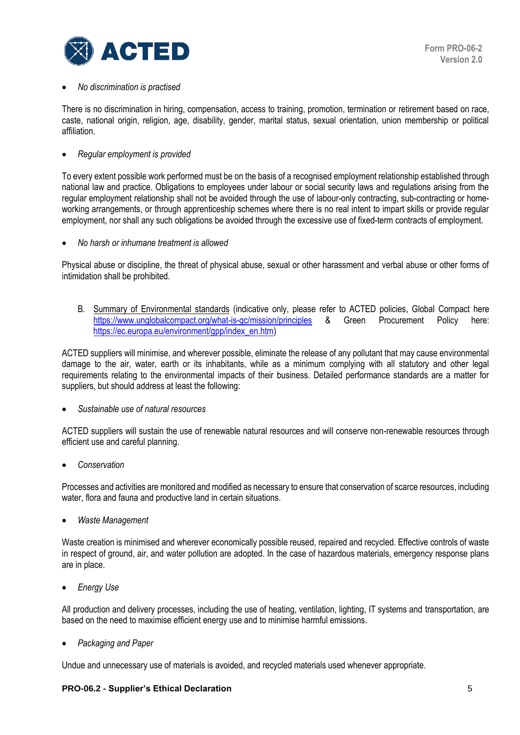- *No discrimination is practised*

There is no discrimination in hiring, compensation, access to training, promotion, termination or retirement based on race, caste, national origin, religion, age, disability, gender, marital status, sexual orientation, union membership or political affiliation.

- *Regular employment is provided*

To every extent possible work performed must be on the basis of a recognised employment relationship established through national law and practice. Obligations to employees under labour or social security laws and regulations arising from the regular employment relationship shall not be avoided through the use of labour-only contracting, sub-contracting or home-working arrangements, or through apprenticeship schemes where there is no real intent to impart skills or provide regular employment, nor shall any such obligations be avoided through the excessive use of fixed-term contracts of employment.

- *No harsh or inhumane treatment is allowed*

Physical abuse or discipline, the threat of physical abuse, sexual or other harassment and verbal abuse or other forms of intimidation shall be prohibited.

B. Summary of Environmental standards (indicative only, please refer to ACTED policies, Global Compact here https://www.unglobalcompact.org/what-is-gc/mission/principles & Green Procurement Policy here: https://ec.europa.eu/environment/gpp/index_en.htm)

ACTED suppliers will minimise, and wherever possible, eliminate the release of any pollutant that may cause environmental damage to the air, water, earth or its inhabitants, while as a minimum complying with all statutory and other legal requirements relating to the environmental impacts of their business. Detailed performance standards are a matter for suppliers, but should address at least the following:

- *Sustainable use of natural resources*

ACTED suppliers will sustain the use of renewable natural resources and will conserve non-renewable resources through efficient use and careful planning.

- *Conservation*

Processes and activities are monitored and modified as necessary to ensure that conservation of scarce resources, including water, flora and fauna and productive land in certain situations.

- *Waste Management*

Waste creation is minimised and wherever economically possible reused, repaired and recycled. Effective controls of waste in respect of ground, air, and water pollution are adopted. In the case of hazardous materials, emergency response plans are in place.

- *Energy Use*

All production and delivery processes, including the use of heating, ventilation, lighting, IT systems and transportation, are based on the need to maximise efficient energy use and to minimise harmful emissions.

- *Packaging and Paper*

Undue and unnecessary use of materials is avoided, and recycled materials used whenever appropriate.